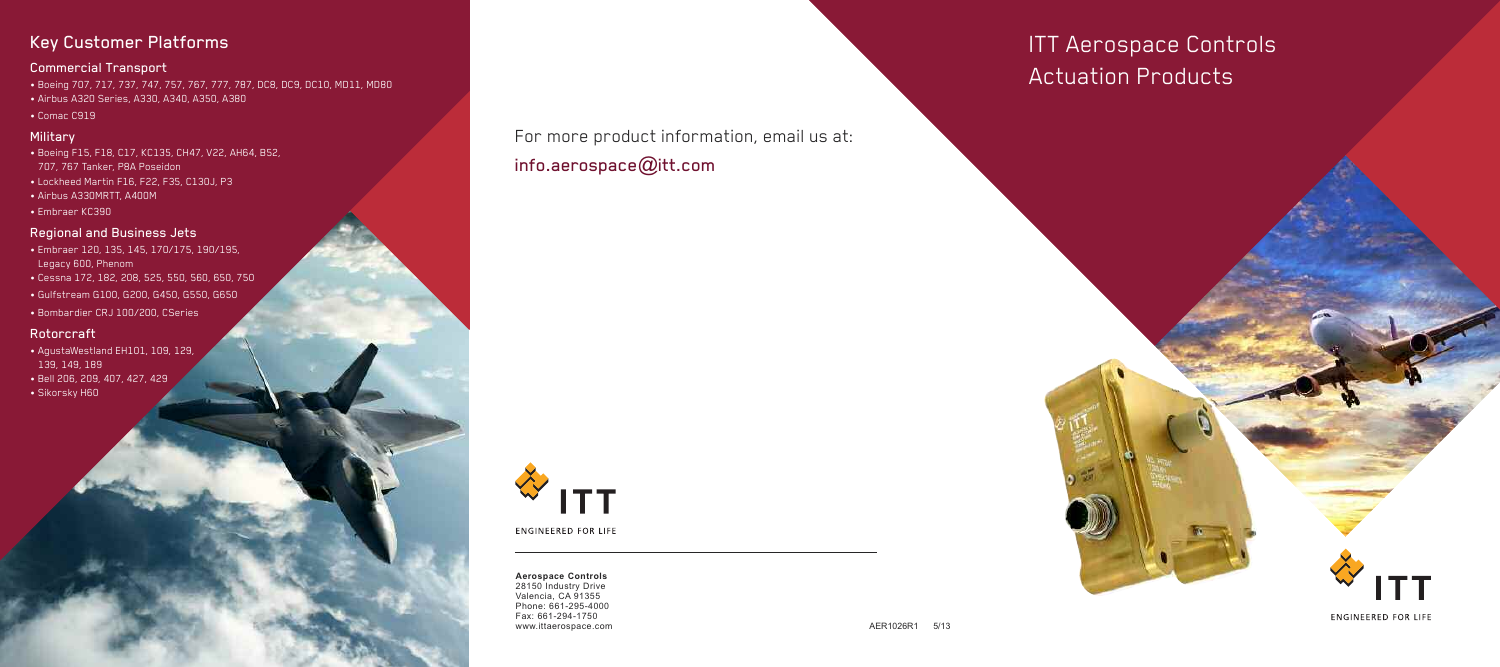## Key Customer Platforms

### Commercial Transport

- Boeing 707, 717, 737, 747, 757, 767, 777, 787, DC8, DC9, DC10, MD11, MD80
- Airbus A320 Series, A330, A340, A350, A380
- Comac C919

### Military

- Boeing F15, F18, C17, KC135, CH47, V22, AH64, B52, 707, 767 Tanker, P8A Poseidon
- Lockheed Martin F16, F22, F35, C130J, P3
- Airbus A330MRTT, A400M
- Embraer KC390

### Regional and Business Jets

- Embraer 120, 135, 145, 170/175, 190/195, Legacy 600, Phenom
- Cessna 172, 182, 208, 525, 550, 560, 650, 750
- Gulfstream G100, G200, G450, G550, G650
- Bombardier CRJ 100/200, CSeries

### Rotorcraft

- AgustaWestland EH101, 109, 129, 139, 149, 189
- Bell 206, 209, 407, 427, 429
- Sikorsky H60

For more product information, email us at:

**info.aerospace@itt.com**

ITT

ENGINEERED FOR LIFE

**Aerospace Controls**
28150 Industry Drive
Valencia, CA 91355
Phone: 661-295-4000
Fax: 661-294-1750
www.ittaerospace.com

AER1026R1 5/13

# ITT Aerospace Controls Actuation Products

ITT

ENGINEERED FOR LIFE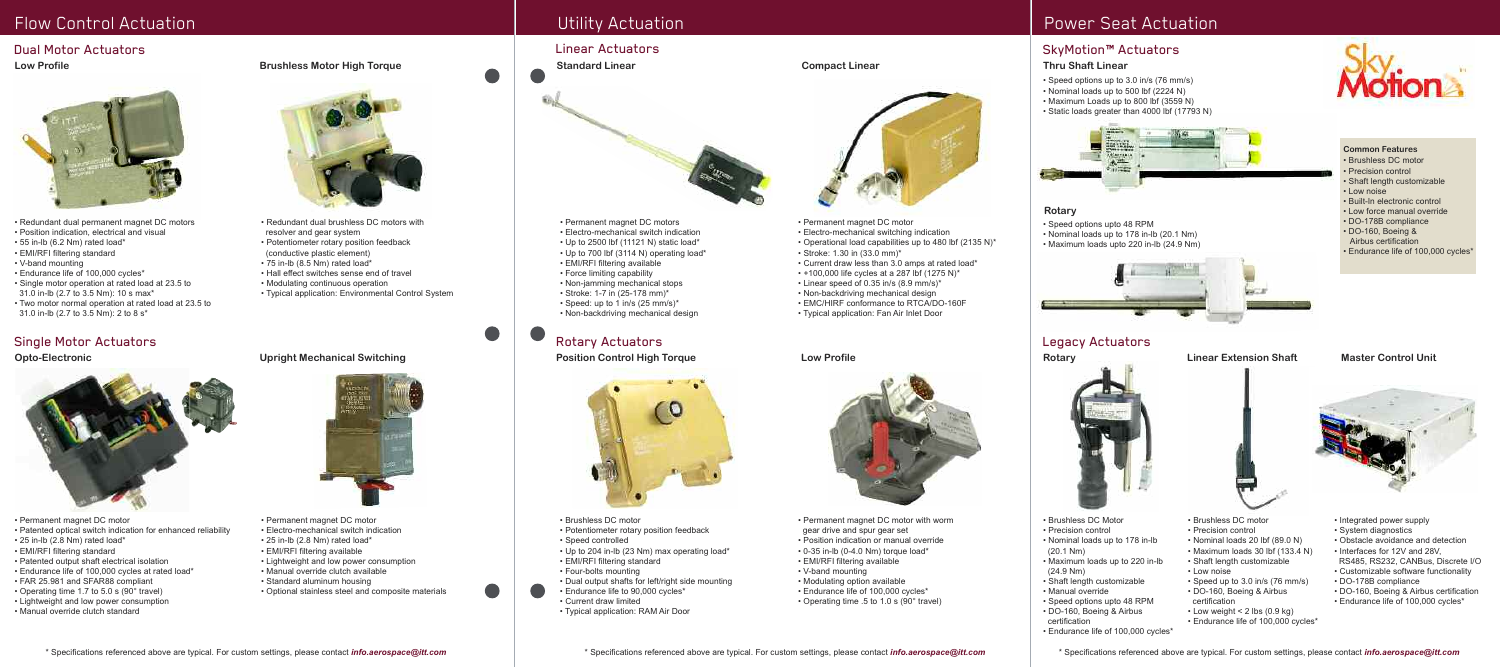# Flow Control Actuation

## Dual Motor Actuators

### Low Profile

- Redundant dual permanent magnet DC motors
- Position indication, electrical and visual
- 55 in-lb (6.2 Nm) rated load*
- EMI/RFI filtering standard
- V-band mounting
- Endurance life of 100,000 cycles*
- Single motor operation at rated load at 23.5 to 31.0 in-lb (2.7 to 3.5 Nm): 10 s max*
- Two motor normal operation at rated load at 23.5 to 31.0 in-lb (2.7 to 3.5 Nm): 2 to 8 s*

### Brushless Motor High Torque

- Redundant dual brushless DC motors with resolver and gear system
- Potentiometer rotary position feedback (conductive plastic element)
- 75 in-lb (8.5 Nm) rated load*
- Hall effect switches sense end of travel
- Modulating continuous operation
- Typical application: Environmental Control System

## Single Motor Actuators

### Opto-Electronic

- Permanent magnet DC motor
- Patented optical switch indication for enhanced reliability
- 25 in-lb (2.8 Nm) rated load*
- EMI/RFI filtering standard
- Patented output shaft electrical isolation
- Endurance life of 100,000 cycles at rated load*
- FAR 25.981 and SFAR88 compliant
- Operating time 1.7 to 5.0 s (90° travel)
- Lightweight and low power consumption
- Manual override clutch standard

### Upright Mechanical Switching

- Permanent magnet DC motor
- Electro-mechanical switch indication
- 25 in-lb (2.8 Nm) rated load*
- EMI/RFI filtering available
- Lightweight and low power consumption
- Manual override clutch available
- Standard aluminum housing
- Optional stainless steel and composite materials

\* Specifications referenced above are typical. For custom settings, please contact ***info.aerospace@itt.com***

# Utility Actuation

## Linear Actuators

### Standard Linear

- Permanent magnet DC motors
- Electro-mechanical switch indication
- Up to 2500 lbf (11121 N) static load*
- Up to 700 lbf (3114 N) operating load*
- EMI/RFI filtering available
- Force limiting capability
- Non-jamming mechanical stops
- Stroke: 1-7 in (25-178 mm)*
- Speed: up to 1 in/s (25 mm/s)*
- Non-backdriving mechanical design

### Compact Linear

- Permanent magnet DC motor
- Electro-mechanical switching indication
- Operational load capabilities up to 480 lbf (2135 N)*
- Stroke: 1.30 in (33.0 mm)*
- Current draw less than 3.0 amps at rated load*
- +100,000 life cycles at a 287 lbf (1275 N)*
- Linear speed of 0.35 in/s (8.9 mm/s)*
- Non-backdriving mechanical design
- EMC/HIRF conformance to RTCA/DO-160F
- Typical application: Fan Air Inlet Door

## Rotary Actuators

### Position Control High Torque

- Brushless DC motor
- Potentiometer rotary position feedback
- Speed controlled
- Up to 204 in-lb (23 Nm) max operating load*
- EMI/RFI filtering standard
- Four-bolts mounting
- Dual output shafts for left/right side mounting
- Endurance life to 90,000 cycles*
- Current draw limited
- Typical application: RAM Air Door

### Low Profile

- Permanent magnet DC motor with worm gear drive and spur gear set
- Position indication or manual override
- 0-35 in-lb (0-4.0 Nm) torque load*
- EMI/RFI filtering available
- V-band mounting
- Modulating option available
- Endurance life of 100,000 cycles*
- Operating time .5 to 1.0 s (90° travel)

\* Specifications referenced above are typical. For custom settings, please contact ***info.aerospace@itt.com***

# Power Seat Actuation

## SkyMotion™ Actuators

### Thru Shaft Linear

- Speed options up to 3.0 in/s (76 mm/s)
- Nominal loads up to 500 lbf (2224 N)
- Maximum Loads up to 800 lbf (3559 N)
- Static loads greater than 4000 lbf (17793 N)

**Common Features**

- Brushless DC motor
- Precision control
- Shaft length customizable
- Low noise
- Built-In electronic control
- Low force manual override
- DO-178B compliance
- DO-160, Boeing & Airbus certification
- Endurance life of 100,000 cycles*

### Rotary

- Speed options upto 48 RPM
- Nominal loads up to 178 in-lb (20.1 Nm)
- Maximum loads upto 220 in-lb (24.9 Nm)

## Legacy Actuators

### Rotary

- Brushless DC Motor
- Precision control
- Nominal loads up to 178 in-lb (20.1 Nm)
- Maximum loads up to 220 in-lb (24.9 Nm)
- Shaft length customizable
- Manual override
- Speed options upto 48 RPM
- DO-160, Boeing & Airbus certification
- Endurance life of 100,000 cycles*

### Linear Extension Shaft

- Brushless DC motor
- Precision control
- Nominal loads 20 lbf (89.0 N)
- Maximum loads 30 lbf (133.4 N)
- Shaft length customizable
- Low noise
- Speed up to 3.0 in/s (76 mm/s)
- DO-160, Boeing & Airbus certification
- Low weight < 2 lbs (0.9 kg)
- Endurance life of 100,000 cycles*

### Master Control Unit

- Integrated power supply
- System diagnostics
- Obstacle avoidance and detection
- Interfaces for 12V and 28V, RS485, RS232, CANBus, Discrete I/O
- Customizable software functionality
- DO-178B compliance
- DO-160, Boeing & Airbus certification
- Endurance life of 100,000 cycles*

\* Specifications referenced above are typical. For custom settings, please contact ***info.aerospace@itt.com***